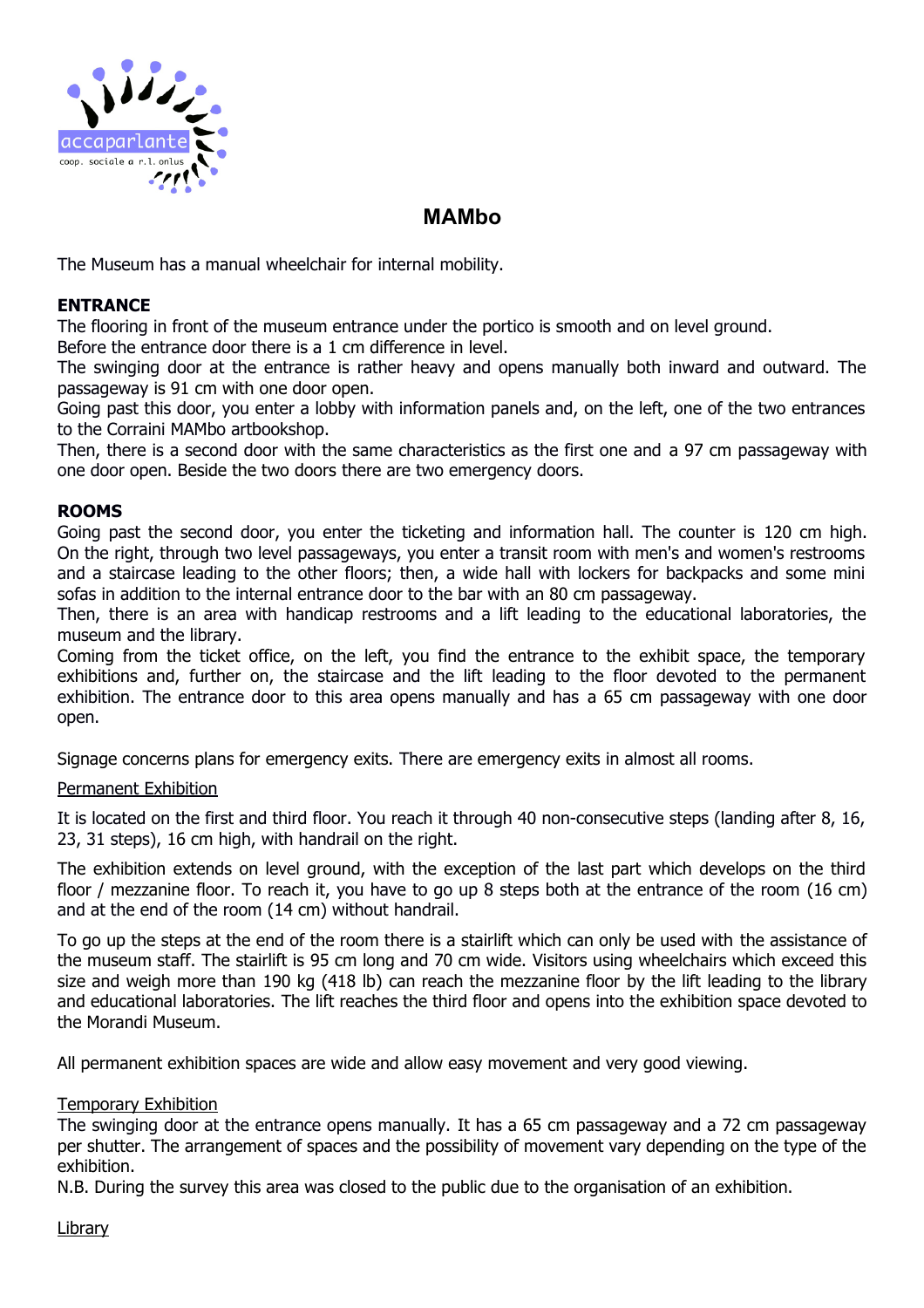accaparlante

coop. sociale a r.l. onlus

# MAMbo

The Museum has a manual wheelchair for internal mobility.

## ENTRANCE

The flooring in front of the museum entrance under the portico is smooth and on level ground.
Before the entrance door there is a 1 cm difference in level.
The swinging door at the entrance is rather heavy and opens manually both inward and outward. The passageway is 91 cm with one door open.
Going past this door, you enter a lobby with information panels and, on the left, one of the two entrances to the Corraini MAMbo artbookshop.
Then, there is a second door with the same characteristics as the first one and a 97 cm passageway with one door open. Beside the two doors there are two emergency doors.

## ROOMS

Going past the second door, you enter the ticketing and information hall. The counter is 120 cm high. On the right, through two level passageways, you enter a transit room with men's and women's restrooms and a staircase leading to the other floors; then, a wide hall with lockers for backpacks and some mini sofas in addition to the internal entrance door to the bar with an 80 cm passageway.
Then, there is an area with handicap restrooms and a lift leading to the educational laboratories, the museum and the library.
Coming from the ticket office, on the left, you find the entrance to the exhibit space, the temporary exhibitions and, further on, the staircase and the lift leading to the floor devoted to the permanent exhibition. The entrance door to this area opens manually and has a 65 cm passageway with one door open.

Signage concerns plans for emergency exits. There are emergency exits in almost all rooms.

### Permanent Exhibition

It is located on the first and third floor. You reach it through 40 non-consecutive steps (landing after 8, 16, 23, 31 steps), 16 cm high, with handrail on the right.

The exhibition extends on level ground, with the exception of the last part which develops on the third floor / mezzanine floor. To reach it, you have to go up 8 steps both at the entrance of the room (16 cm) and at the end of the room (14 cm) without handrail.

To go up the steps at the end of the room there is a stairlift which can only be used with the assistance of the museum staff. The stairlift is 95 cm long and 70 cm wide. Visitors using wheelchairs which exceed this size and weigh more than 190 kg (418 lb) can reach the mezzanine floor by the lift leading to the library and educational laboratories. The lift reaches the third floor and opens into the exhibition space devoted to the Morandi Museum.

All permanent exhibition spaces are wide and allow easy movement and very good viewing.

### Temporary Exhibition

The swinging door at the entrance opens manually. It has a 65 cm passageway and a 72 cm passageway per shutter. The arrangement of spaces and the possibility of movement vary depending on the type of the exhibition.
N.B. During the survey this area was closed to the public due to the organisation of an exhibition.

### Library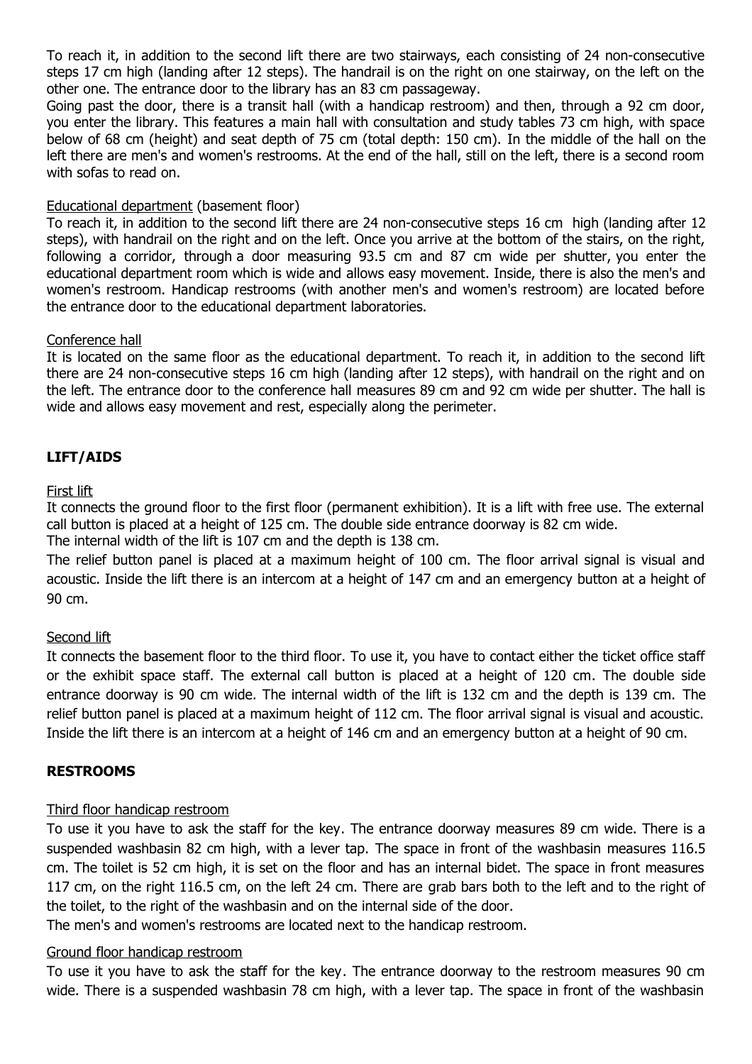To reach it, in addition to the second lift there are two stairways, each consisting of 24 non-consecutive steps 17 cm high (landing after 12 steps). The handrail is on the right on one stairway, on the left on the other one. The entrance door to the library has an 83 cm passageway.

Going past the door, there is a transit hall (with a handicap restroom) and then, through a 92 cm door, you enter the library. This features a main hall with consultation and study tables 73 cm high, with space below of 68 cm (height) and seat depth of 75 cm (total depth: 150 cm). In the middle of the hall on the left there are men's and women's restrooms. At the end of the hall, still on the left, there is a second room with sofas to read on.

Educational department (basement floor)

To reach it, in addition to the second lift there are 24 non-consecutive steps 16 cm high (landing after 12 steps), with handrail on the right and on the left. Once you arrive at the bottom of the stairs, on the right, following a corridor, through a door measuring 93.5 cm and 87 cm wide per shutter, you enter the educational department room which is wide and allows easy movement. Inside, there is also the men's and women's restroom. Handicap restrooms (with another men's and women's restroom) are located before the entrance door to the educational department laboratories.

Conference hall

It is located on the same floor as the educational department. To reach it, in addition to the second lift there are 24 non-consecutive steps 16 cm high (landing after 12 steps), with handrail on the right and on the left. The entrance door to the conference hall measures 89 cm and 92 cm wide per shutter. The hall is wide and allows easy movement and rest, especially along the perimeter.

## LIFT/AIDS

First lift

It connects the ground floor to the first floor (permanent exhibition). It is a lift with free use. The external call button is placed at a height of 125 cm. The double side entrance doorway is 82 cm wide.
The internal width of the lift is 107 cm and the depth is 138 cm.
The relief button panel is placed at a maximum height of 100 cm. The floor arrival signal is visual and acoustic. Inside the lift there is an intercom at a height of 147 cm and an emergency button at a height of 90 cm.

Second lift

It connects the basement floor to the third floor. To use it, you have to contact either the ticket office staff or the exhibit space staff. The external call button is placed at a height of 120 cm. The double side entrance doorway is 90 cm wide. The internal width of the lift is 132 cm and the depth is 139 cm. The relief button panel is placed at a maximum height of 112 cm. The floor arrival signal is visual and acoustic. Inside the lift there is an intercom at a height of 146 cm and an emergency button at a height of 90 cm.

## RESTROOMS

Third floor handicap restroom

To use it you have to ask the staff for the key. The entrance doorway measures 89 cm wide. There is a suspended washbasin 82 cm high, with a lever tap. The space in front of the washbasin measures 116.5 cm. The toilet is 52 cm high, it is set on the floor and has an internal bidet. The space in front measures 117 cm, on the right 116.5 cm, on the left 24 cm. There are grab bars both to the left and to the right of the toilet, to the right of the washbasin and on the internal side of the door.
The men's and women's restrooms are located next to the handicap restroom.

Ground floor handicap restroom

To use it you have to ask the staff for the key. The entrance doorway to the restroom measures 90 cm wide. There is a suspended washbasin 78 cm high, with a lever tap. The space in front of the washbasin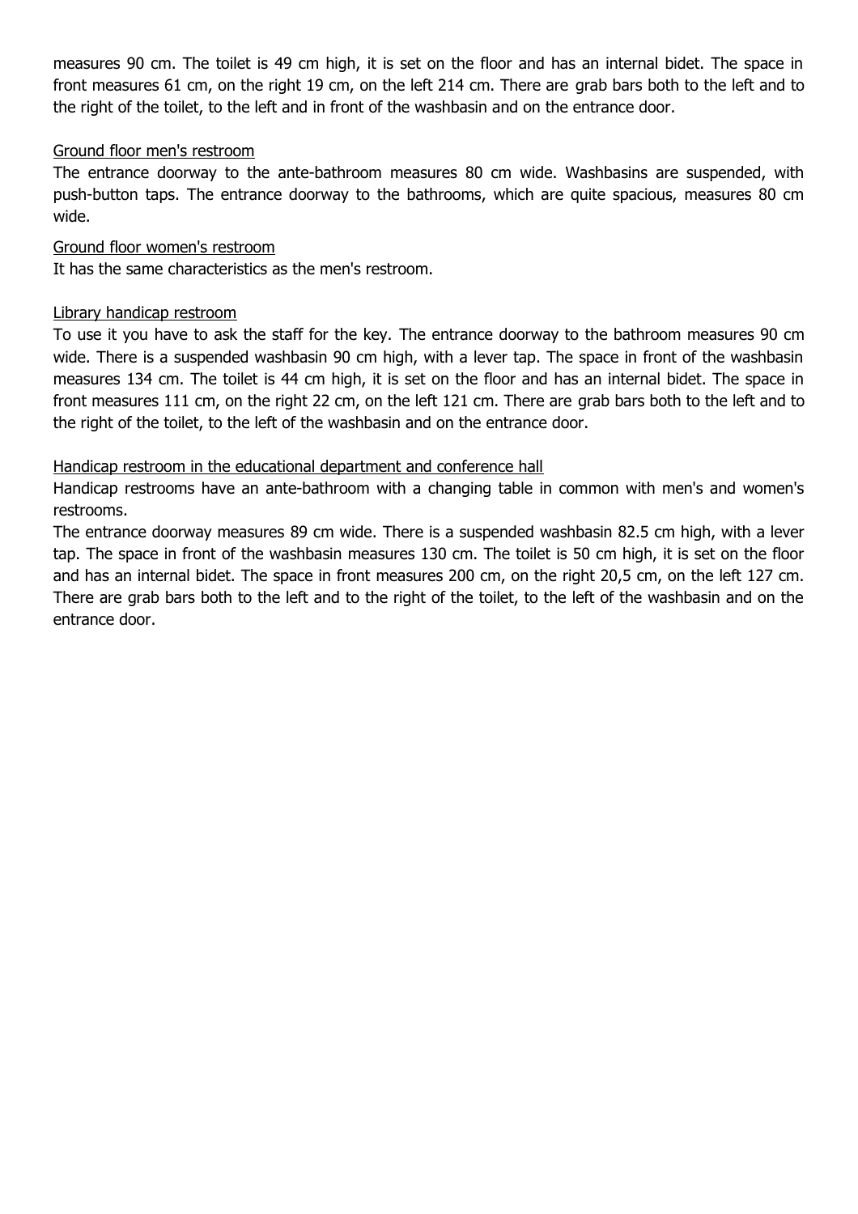measures 90 cm. The toilet is 49 cm high, it is set on the floor and has an internal bidet. The space in front measures 61 cm, on the right 19 cm, on the left 214 cm. There are grab bars both to the left and to the right of the toilet, to the left and in front of the washbasin and on the entrance door.

<u>Ground floor men's restroom</u>

The entrance doorway to the ante-bathroom measures 80 cm wide. Washbasins are suspended, with push-button taps. The entrance doorway to the bathrooms, which are quite spacious, measures 80 cm wide.

<u>Ground floor women's restroom</u>

It has the same characteristics as the men's restroom.

<u>Library handicap restroom</u>

To use it you have to ask the staff for the key. The entrance doorway to the bathroom measures 90 cm wide. There is a suspended washbasin 90 cm high, with a lever tap. The space in front of the washbasin measures 134 cm. The toilet is 44 cm high, it is set on the floor and has an internal bidet. The space in front measures 111 cm, on the right 22 cm, on the left 121 cm. There are grab bars both to the left and to the right of the toilet, to the left of the washbasin and on the entrance door.

<u>Handicap restroom in the educational department and conference hall</u>

Handicap restrooms have an ante-bathroom with a changing table in common with men's and women's restrooms.

The entrance doorway measures 89 cm wide. There is a suspended washbasin 82.5 cm high, with a lever tap. The space in front of the washbasin measures 130 cm. The toilet is 50 cm high, it is set on the floor and has an internal bidet. The space in front measures 200 cm, on the right 20,5 cm, on the left 127 cm. There are grab bars both to the left and to the right of the toilet, to the left of the washbasin and on the entrance door.